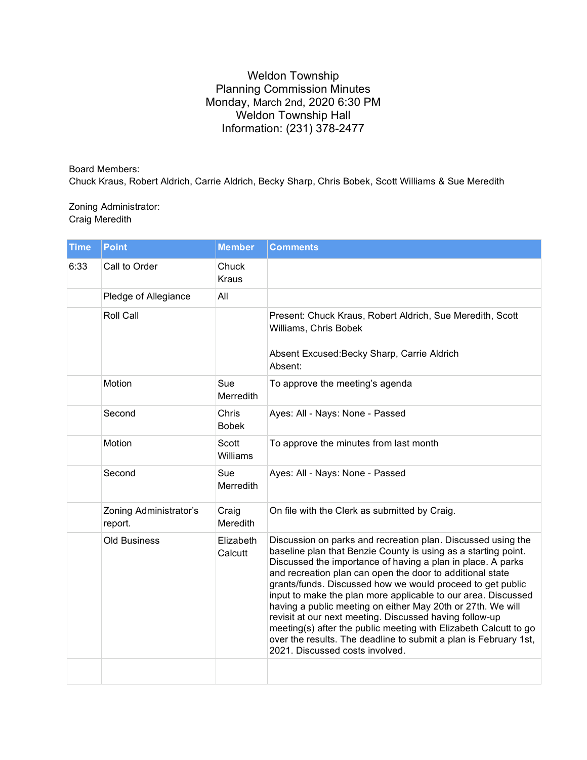# Weldon Township
## Planning Commission Minutes
Monday, March 2nd, 2020 6:30 PM
Weldon Township Hall
Information: (231) 378-2477

Board Members:
Chuck Kraus, Robert Aldrich, Carrie Aldrich, Becky Sharp, Chris Bobek, Scott Williams & Sue Meredith

Zoning Administrator:
Craig Meredith

| Time | Point | Member | Comments |
|---|---|---|---|
| 6:33 | Call to Order | Chuck Kraus | |
| | Pledge of Allegiance | All | |
| | Roll Call | | Present: Chuck Kraus, Robert Aldrich, Sue Meredith, Scott Williams, Chris Bobek<br><br>Absent Excused:Becky Sharp, Carrie Aldrich<br>Absent: |
| | Motion | Sue Merredith | To approve the meeting's agenda |
| | Second | Chris Bobek | Ayes: All - Nays: None - Passed |
| | Motion | Scott Williams | To approve the minutes from last month |
| | Second | Sue Merredith | Ayes: All - Nays: None - Passed |
| | Zoning Administrator's report. | Craig Meredith | On file with the Clerk as submitted by Craig. |
| | Old Business | Elizabeth Calcutt | Discussion on parks and recreation plan. Discussed using the baseline plan that Benzie County is using as a starting point. Discussed the importance of having a plan in place. A parks and recreation plan can open the door to additional state grants/funds. Discussed how we would proceed to get public input to make the plan more applicable to our area. Discussed having a public meeting on either May 20th or 27th. We will revisit at our next meeting. Discussed having follow-up meeting(s) after the public meeting with Elizabeth Calcutt to go over the results. The deadline to submit a plan is February 1st, 2021. Discussed costs involved. |
| | | | |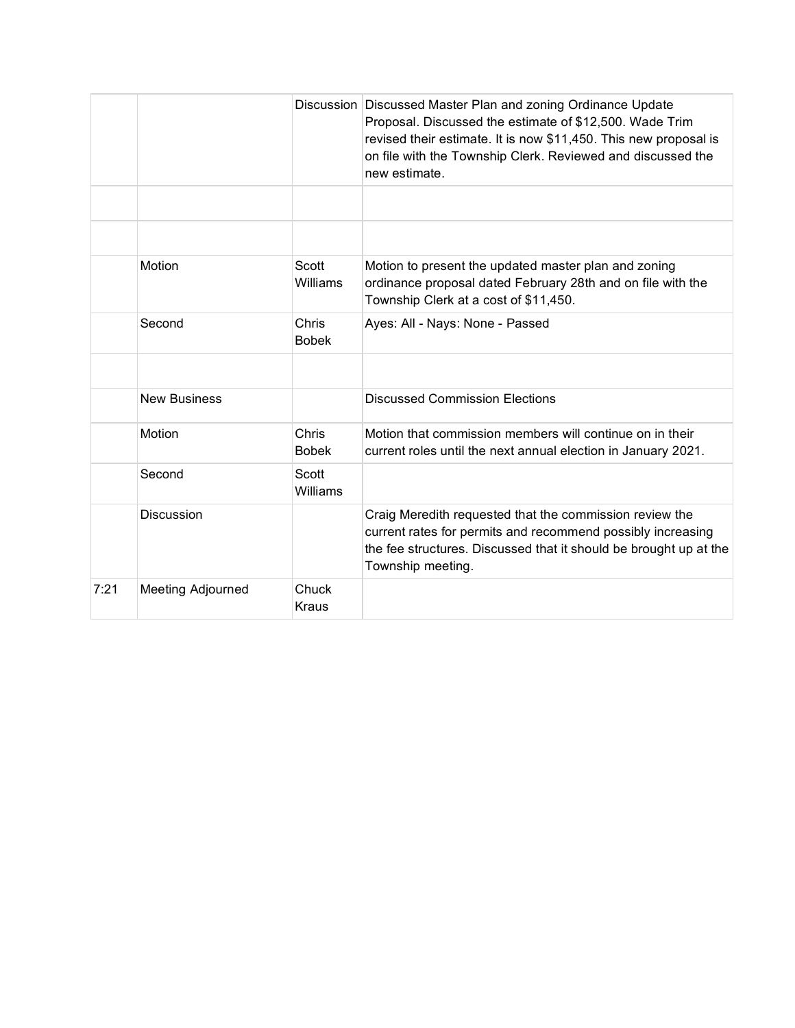| | | | |
|---|---|---|---|
| | | Discussion | Discussed Master Plan and zoning Ordinance Update Proposal. Discussed the estimate of $12,500. Wade Trim revised their estimate. It is now $11,450. This new proposal is on file with the Township Clerk. Reviewed and discussed the new estimate. |
| | | | |
| | | | |
| | Motion | Scott Williams | Motion to present the updated master plan and zoning ordinance proposal dated February 28th and on file with the Township Clerk at a cost of $11,450. |
| | Second | Chris Bobek | Ayes: All - Nays: None - Passed |
| | | | |
| | New Business | | Discussed Commission Elections |
| | Motion | Chris Bobek | Motion that commission members will continue on in their current roles until the next annual election in January 2021. |
| | Second | Scott Williams | |
| | Discussion | | Craig Meredith requested that the commission review the current rates for permits and recommend possibly increasing the fee structures. Discussed that it should be brought up at the Township meeting. |
| 7:21 | Meeting Adjourned | Chuck Kraus | |